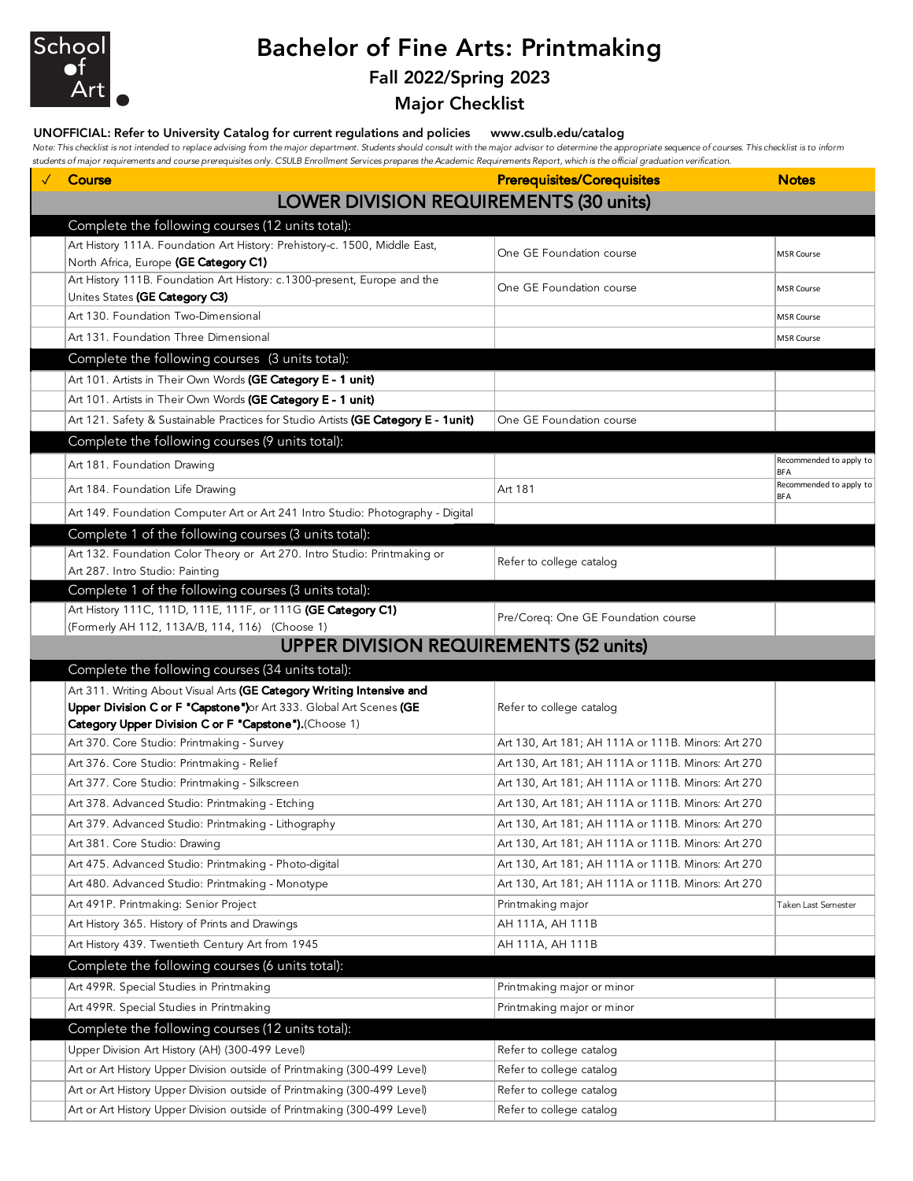School of Art

# Bachelor of Fine Arts: Printmaking

## Fall 2022/Spring 2023

## Major Checklist

**UNOFFICIAL: Refer to University Catalog for current regulations and policies www.csulb.edu/catalog**

*Note: This checklist is not intended to replace advising from the major department. Students should consult with the major advisor to determine the appropriate sequence of courses. This checklist is to inform students of major requirements and course prerequisites only. CSULB Enrollment Services prepares the Academic Requirements Report, which is the official graduation verification.*

| ✓ | Course | Prerequisites/Corequisites | Notes |
|---|---|---|---|
| | **LOWER DIVISION REQUIREMENTS (30 units)** | | |
| | Complete the following courses (12 units total): | | |
| | Art History 111A. Foundation Art History: Prehistory-c. 1500, Middle East, North Africa, Europe **(GE Category C1)** | One GE Foundation course | MSR Course |
| | Art History 111B. Foundation Art History: c.1300-present, Europe and the Unites States **(GE Category C3)** | One GE Foundation course | MSR Course |
| | Art 130. Foundation Two-Dimensional | | MSR Course |
| | Art 131. Foundation Three Dimensional | | MSR Course |
| | Complete the following courses (3 units total): | | |
| | Art 101. Artists in Their Own Words **(GE Category E - 1 unit)** | | |
| | Art 101. Artists in Their Own Words **(GE Category E - 1 unit)** | | |
| | Art 121. Safety & Sustainable Practices for Studio Artists **(GE Category E - 1unit)** | One GE Foundation course | |
| | Complete the following courses (9 units total): | | |
| | Art 181. Foundation Drawing | | Recommended to apply to BFA |
| | Art 184. Foundation Life Drawing | Art 181 | Recommended to apply to BFA |
| | Art 149. Foundation Computer Art or Art 241 Intro Studio: Photography - Digital | | |
| | Complete 1 of the following courses (3 units total): | | |
| | Art 132. Foundation Color Theory or Art 270. Intro Studio: Printmaking or Art 287. Intro Studio: Painting | Refer to college catalog | |
| | Complete 1 of the following courses (3 units total): | | |
| | Art History 111C, 111D, 111E, 111F, or 111G **(GE Category C1)** (Formerly AH 112, 113A/B, 114, 116) (Choose 1) | Pre/Coreq: One GE Foundation course | |
| | **UPPER DIVISION REQUIREMENTS (52 units)** | | |
| | Complete the following courses (34 units total): | | |
| | Art 311. Writing About Visual Arts **(GE Category Writing Intensive and Upper Division C or F "Capstone")** or Art 333. Global Art Scenes **(GE Category Upper Division C or F "Capstone").** (Choose 1) | Refer to college catalog | |
| | Art 370. Core Studio: Printmaking - Survey | Art 130, Art 181; AH 111A or 111B. Minors: Art 270 | |
| | Art 376. Core Studio: Printmaking - Relief | Art 130, Art 181; AH 111A or 111B. Minors: Art 270 | |
| | Art 377. Core Studio: Printmaking - Silkscreen | Art 130, Art 181; AH 111A or 111B. Minors: Art 270 | |
| | Art 378. Advanced Studio: Printmaking - Etching | Art 130, Art 181; AH 111A or 111B. Minors: Art 270 | |
| | Art 379. Advanced Studio: Printmaking - Lithography | Art 130, Art 181; AH 111A or 111B. Minors: Art 270 | |
| | Art 381. Core Studio: Drawing | Art 130, Art 181; AH 111A or 111B. Minors: Art 270 | |
| | Art 475. Advanced Studio: Printmaking - Photo-digital | Art 130, Art 181; AH 111A or 111B. Minors: Art 270 | |
| | Art 480. Advanced Studio: Printmaking - Monotype | Art 130, Art 181; AH 111A or 111B. Minors: Art 270 | |
| | Art 491P. Printmaking: Senior Project | Printmaking major | Taken Last Semester |
| | Art History 365. History of Prints and Drawings | AH 111A, AH 111B | |
| | Art History 439. Twentieth Century Art from 1945 | AH 111A, AH 111B | |
| | Complete the following courses (6 units total): | | |
| | Art 499R. Special Studies in Printmaking | Printmaking major or minor | |
| | Art 499R. Special Studies in Printmaking | Printmaking major or minor | |
| | Complete the following courses (12 units total): | | |
| | Upper Division Art History (AH) (300-499 Level) | Refer to college catalog | |
| | Art or Art History Upper Division outside of Printmaking (300-499 Level) | Refer to college catalog | |
| | Art or Art History Upper Division outside of Printmaking (300-499 Level) | Refer to college catalog | |
| | Art or Art History Upper Division outside of Printmaking (300-499 Level) | Refer to college catalog | |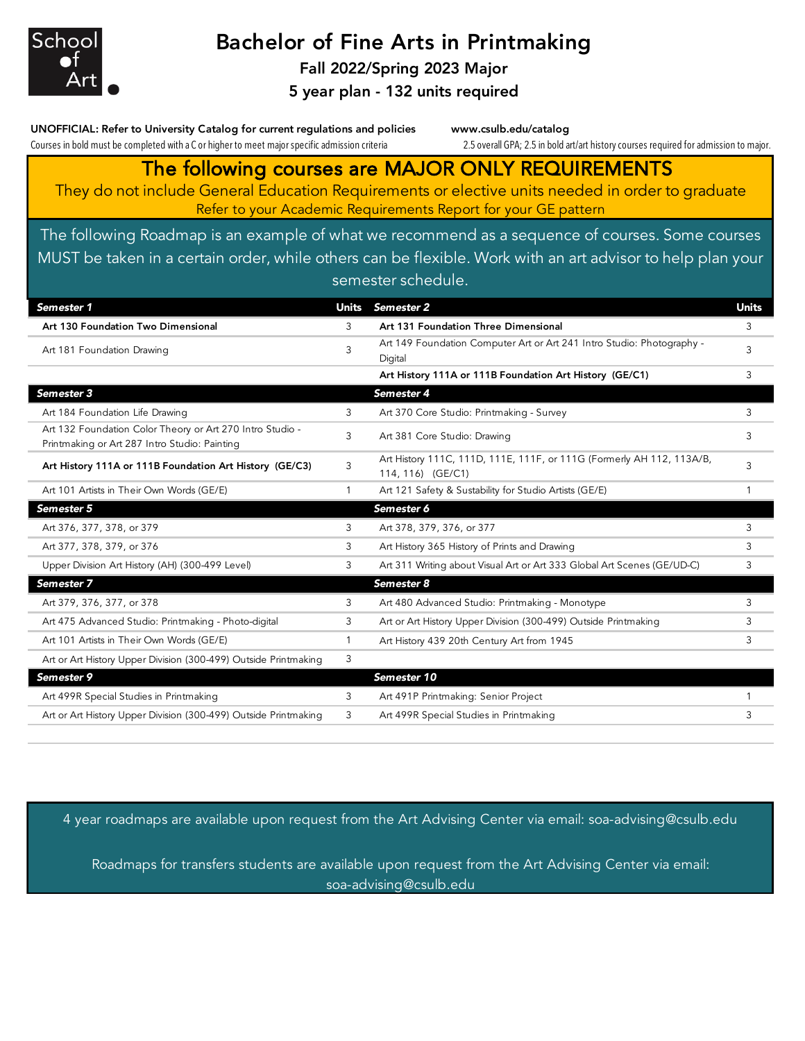School of Art

# Bachelor of Fine Arts in Printmaking

## Fall 2022/Spring 2023 Major

## 5 year plan - 132 units required

**UNOFFICIAL: Refer to University Catalog for current regulations and policies** **www.csulb.edu/catalog**

Courses in bold must be completed with a C or higher to meet major specific admission criteria 2.5 overall GPA; 2.5 in bold art/art history courses required for admission to major.

## The following courses are MAJOR ONLY REQUIREMENTS

They do not include General Education Requirements or elective units needed in order to graduate
Refer to your Academic Requirements Report for your GE pattern

The following Roadmap is an example of what we recommend as a sequence of courses. Some courses MUST be taken in a certain order, while others can be flexible. Work with an art advisor to help plan your semester schedule.

| *Semester 1* | Units | *Semester 2* | Units |
|---|---|---|---|
| **Art 130 Foundation Two Dimensional** | 3 | **Art 131 Foundation Three Dimensional** | 3 |
| Art 181 Foundation Drawing | 3 | Art 149 Foundation Computer Art or Art 241 Intro Studio: Photography - Digital | 3 |
| | | **Art History 111A or 111B Foundation Art History (GE/C1)** | 3 |
| *Semester 3* | | *Semester 4* | |
| Art 184 Foundation Life Drawing | 3 | Art 370 Core Studio: Printmaking - Survey | 3 |
| Art 132 Foundation Color Theory or Art 270 Intro Studio - Printmaking or Art 287 Intro Studio: Painting | 3 | Art 381 Core Studio: Drawing | 3 |
| **Art History 111A or 111B Foundation Art History (GE/C3)** | 3 | Art History 111C, 111D, 111E, 111F, or 111G (Formerly AH 112, 113A/B, 114, 116) (GE/C1) | 3 |
| Art 101 Artists in Their Own Words (GE/E) | 1 | Art 121 Safety & Sustability for Studio Artists (GE/E) | 1 |
| *Semester 5* | | *Semester 6* | |
| Art 376, 377, 378, or 379 | 3 | Art 378, 379, 376, or 377 | 3 |
| Art 377, 378, 379, or 376 | 3 | Art History 365 History of Prints and Drawing | 3 |
| Upper Division Art History (AH) (300-499 Level) | 3 | Art 311 Writing about Visual Art or Art 333 Global Art Scenes (GE/UD-C) | 3 |
| *Semester 7* | | *Semester 8* | |
| Art 379, 376, 377, or 378 | 3 | Art 480 Advanced Studio: Printmaking - Monotype | 3 |
| Art 475 Advanced Studio: Printmaking - Photo-digital | 3 | Art or Art History Upper Division (300-499) Outside Printmaking | 3 |
| Art 101 Artists in Their Own Words (GE/E) | 1 | Art History 439 20th Century Art from 1945 | 3 |
| Art or Art History Upper Division (300-499) Outside Printmaking | 3 | | |
| *Semester 9* | | *Semester 10* | |
| Art 499R Special Studies in Printmaking | 3 | Art 491P Printmaking: Senior Project | 1 |
| Art or Art History Upper Division (300-499) Outside Printmaking | 3 | Art 499R Special Studies in Printmaking | 3 |

4 year roadmaps are available upon request from the Art Advising Center via email: soa-advising@csulb.edu

Roadmaps for transfers students are available upon request from the Art Advising Center via email: soa-advising@csulb.edu